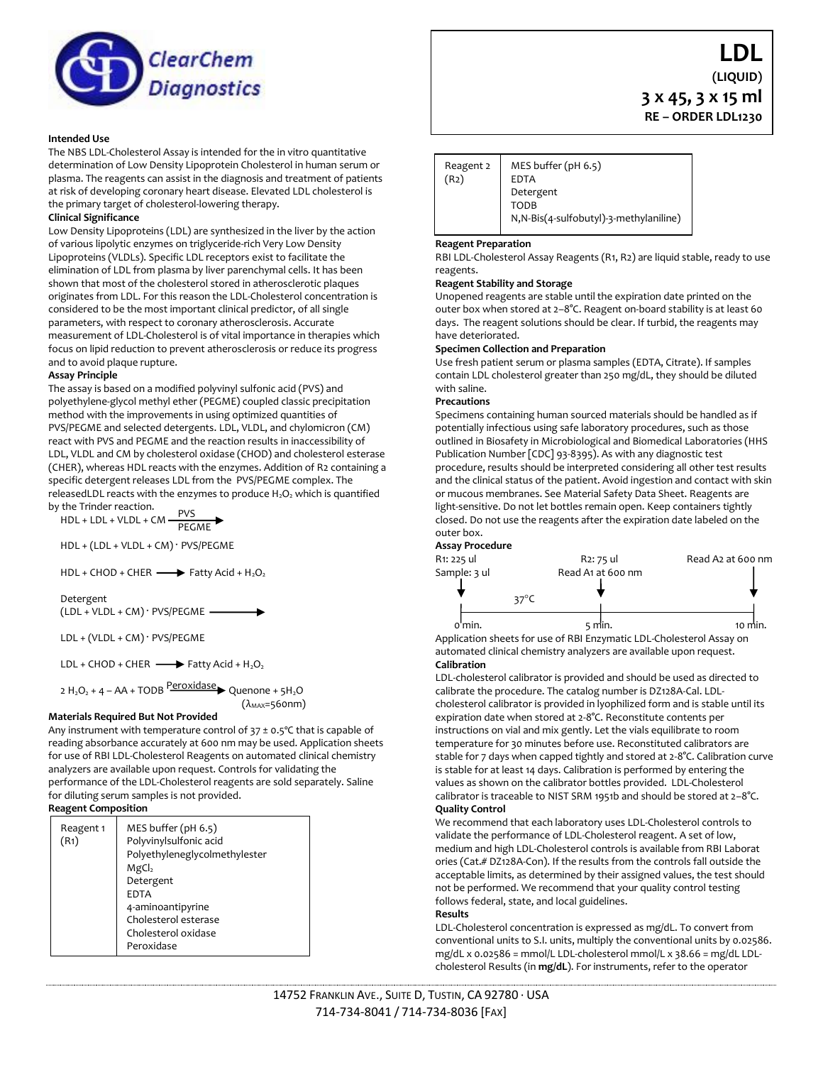ClearChem Diagnostics

# LDL

**(LIQUID)**

**3 x 45, 3 x 15 ml**

**RE – ORDER LDL1230**

### Intended Use

The NBS LDL-Cholesterol Assay is intended for the in vitro quantitative determination of Low Density Lipoprotein Cholesterol in human serum or plasma. The reagents can assist in the diagnosis and treatment of patients at risk of developing coronary heart disease. Elevated LDL cholesterol is the primary target of cholesterol-lowering therapy.

### Clinical Significance

Low Density Lipoproteins (LDL) are synthesized in the liver by the action of various lipolytic enzymes on triglyceride-rich Very Low Density Lipoproteins (VLDLs). Specific LDL receptors exist to facilitate the elimination of LDL from plasma by liver parenchymal cells. It has been shown that most of the cholesterol stored in atherosclerotic plaques originates from LDL. For this reason the LDL-Cholesterol concentration is considered to be the most important clinical predictor, of all single parameters, with respect to coronary atherosclerosis. Accurate measurement of LDL-Cholesterol is of vital importance in therapies which focus on lipid reduction to prevent atherosclerosis or reduce its progress and to avoid plaque rupture.

### Assay Principle

The assay is based on a modified polyvinyl sulfonic acid (PVS) and polyethylene-glycol methyl ether (PEGME) coupled classic precipitation method with the improvements in using optimized quantities of PVS/PEGME and selected detergents. LDL, VLDL, and chylomicron (CM) react with PVS and PEGME and the reaction results in inaccessibility of LDL, VLDL and CM by cholesterol oxidase (CHOD) and cholesterol esterase (CHER), whereas HDL reacts with the enzymes. Addition of R2 containing a specific detergent releases LDL from the PVS/PEGME complex. The releasedLDL reacts with the enzymes to produce $H_2O_2$ which is quantified by the Trinder reaction.

$$\text{HDL + LDL + VLDL + CM} \xrightarrow[\text{PEGME}]{\text{PVS}}$$

$$\text{HDL + (LDL + VLDL + CM)} \cdot \text{PVS/PEGME}$$

$$\text{HDL + CHOD + CHER} \longrightarrow \text{Fatty Acid} + H_2O_2$$

$$\text{(LDL + VLDL + CM)} \cdot \text{PVS/PEGME} \xrightarrow{\text{Detergent}}$$

$$\text{LDL + (VLDL + CM)} \cdot \text{PVS/PEGME}$$

$$\text{LDL + CHOD + CHER} \longrightarrow \text{Fatty Acid} + H_2O_2$$

$$2\,H_2O_2 + 4-\text{AA} + \text{TODB} \xrightarrow{\text{Peroxidase}} \text{Quenone} + 5H_2O \quad (\lambda_{MAX}=560\text{nm})$$

### Materials Required But Not Provided

Any instrument with temperature control of 37 ± 0.5°C that is capable of reading absorbance accurately at 600 nm may be used. Application sheets for use of RBI LDL-Cholesterol Reagents on automated clinical chemistry analyzers are available upon request. Controls for validating the performance of the LDL-Cholesterol reagents are sold separately. Saline for diluting serum samples is not provided.

### Reagent Composition

| Reagent | Components |
|---|---|
| Reagent 1 (R1) | MES buffer (pH 6.5)<br>Polyvinylsulfonic acid<br>Polyethyleneglycolmethylester<br>$MgCl_2$<br>Detergent<br>EDTA<br>4-aminoantipyrine<br>Cholesterol esterase<br>Cholesterol oxidase<br>Peroxidase |
| Reagent 2 (R2) | MES buffer (pH 6.5)<br>EDTA<br>Detergent<br>TODB<br>N,N-Bis(4-sulfobutyl)-3-methylaniline) |

### Reagent Preparation

RBI LDL-Cholesterol Assay Reagents (R1, R2) are liquid stable, ready to use reagents.

### Reagent Stability and Storage

Unopened reagents are stable until the expiration date printed on the outer box when stored at 2–8°C. Reagent on-board stability is at least 60 days. The reagent solutions should be clear. If turbid, the reagents may have deteriorated.

### Specimen Collection and Preparation

Use fresh patient serum or plasma samples (EDTA, Citrate). If samples contain LDL cholesterol greater than 250 mg/dL, they should be diluted with saline.

### Precautions

Specimens containing human sourced materials should be handled as if potentially infectious using safe laboratory procedures, such as those outlined in Biosafety in Microbiological and Biomedical Laboratories (HHS Publication Number [CDC] 93-8395). As with any diagnostic test procedure, results should be interpreted considering all other test results and the clinical status of the patient. Avoid ingestion and contact with skin or mucous membranes. See Material Safety Data Sheet. Reagents are light-sensitive. Do not let bottles remain open. Keep containers tightly closed. Do not use the reagents after the expiration date labeled on the outer box.

### Assay Procedure

| 0 min. | 5 min. | 10 min. |
|---|---|---|
| R1: 225 ul<br>Sample: 3 ul | R2: 75 ul<br>Read A1 at 600 nm | Read A2 at 600 nm |

37°C

Application sheets for use of RBI Enzymatic LDL-Cholesterol Assay on automated clinical chemistry analyzers are available upon request.

### Calibration

LDL-cholesterol calibrator is provided and should be used as directed to calibrate the procedure. The catalog number is DZ128A-Cal. LDL-cholesterol calibrator is provided in lyophilized form and is stable until its expiration date when stored at 2-8°C. Reconstitute contents per instructions on vial and mix gently. Let the vials equilibrate to room temperature for 30 minutes before use. Reconstituted calibrators are stable for 7 days when capped tightly and stored at 2-8°C. Calibration curve is stable for at least 14 days. Calibration is performed by entering the values as shown on the calibrator bottles provided. LDL-Cholesterol calibrator is traceable to NIST SRM 1951b and should be stored at 2–8°C.

### Quality Control

We recommend that each laboratory uses LDL-Cholesterol controls to validate the performance of LDL-Cholesterol reagent. A set of low, medium and high LDL-Cholesterol controls is available from RBI Laborat ories (Cat.# DZ128A-Con). If the results from the controls fall outside the acceptable limits, as determined by their assigned values, the test should not be performed. We recommend that your quality control testing follows federal, state, and local guidelines.

### Results

LDL-Cholesterol concentration is expressed as mg/dL. To convert from conventional units to S.I. units, multiply the conventional units by 0.02586. mg/dL x 0.02586 = mmol/L LDL-cholesterol mmol/L x 38.66 = mg/dL LDL-cholesterol Results (in **mg/dL**). For instruments, refer to the operator

14752 Franklin Ave., Suite D, Tustin, CA 92780 · USA
714-734-8041 / 714-734-8036 [Fax]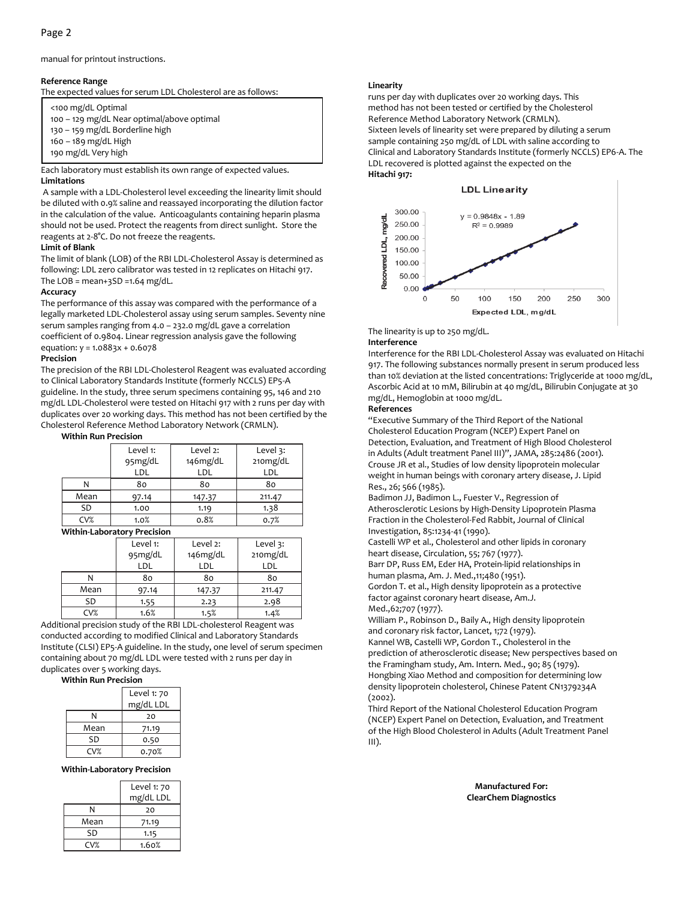manual for printout instructions.

**Reference Range**

The expected values for serum LDL Cholesterol are as follows:

<100 mg/dL Optimal
100 – 129 mg/dL Near optimal/above optimal
130 – 159 mg/dL Borderline high
160 – 189 mg/dL High
190 mg/dL Very high

Each laboratory must establish its own range of expected values.

**Limitations**

A sample with a LDL-Cholesterol level exceeding the linearity limit should be diluted with 0.9% saline and reassayed incorporating the dilution factor in the calculation of the value. Anticoagulants containing heparin plasma should not be used. Protect the reagents from direct sunlight. Store the reagents at 2-8°C. Do not freeze the reagents.

**Limit of Blank**

The limit of blank (LOB) of the RBI LDL-Cholesterol Assay is determined as following: LDL zero calibrator was tested in 12 replicates on Hitachi 917. The LOB = mean+3SD =1.64 mg/dL.

**Accuracy**

The performance of this assay was compared with the performance of a legally marketed LDL-Cholesterol assay using serum samples. Seventy nine serum samples ranging from 4.0 – 232.0 mg/dL gave a correlation coefficient of 0.9804. Linear regression analysis gave the following equation: $y = 1.0883x + 0.6078$

**Precision**

The precision of the RBI LDL-Cholesterol Reagent was evaluated according to Clinical Laboratory Standards Institute (formerly NCCLS) EP5-A guideline. In the study, three serum specimens containing 95, 146 and 210 mg/dL LDL-Cholesterol were tested on Hitachi 917 with 2 runs per day with duplicates over 20 working days. This method has not been certified by the Cholesterol Reference Method Laboratory Network (CRMLN).

**Within Run Precision**

| | Level 1: 95mg/dL LDL | Level 2: 146mg/dL LDL | Level 3: 210mg/dL LDL |
|---|---|---|---|
| N | 80 | 80 | 80 |
| Mean | 97.14 | 147.37 | 211.47 |
| SD | 1.00 | 1.19 | 1.38 |
| CV% | 1.0% | 0.8% | 0.7% |

**Within-Laboratory Precision**

| | Level 1: 95mg/dL LDL | Level 2: 146mg/dL LDL | Level 3: 210mg/dL LDL |
|---|---|---|---|
| N | 80 | 80 | 80 |
| Mean | 97.14 | 147.37 | 211.47 |
| SD | 1.55 | 2.23 | 2.98 |
| CV% | 1.6% | 1.5% | 1.4% |

Additional precision study of the RBI LDL-cholesterol Reagent was conducted according to modified Clinical and Laboratory Standards Institute (CLSI) EP5-A guideline. In the study, one level of serum specimen containing about 70 mg/dL LDL were tested with 2 runs per day in duplicates over 5 working days.

**Within Run Precision**

| | Level 1: 70 mg/dL LDL |
|---|---|
| N | 20 |
| Mean | 71.19 |
| SD | 0.50 |
| CV% | 0.70% |

**Within-Laboratory Precision**

| | Level 1: 70 mg/dL LDL |
|---|---|
| N | 20 |
| Mean | 71.19 |
| SD | 1.15 |
| CV% | 1.60% |

**Linearity**

runs per day with duplicates over 20 working days. This method has not been tested or certified by the Cholesterol Reference Method Laboratory Network (CRMLN).
Sixteen levels of linearity set were prepared by diluting a serum sample containing 250 mg/dL of LDL with saline according to Clinical and Laboratory Standards Institute (formerly NCCLS) EP6-A. The LDL recovered is plotted against the expected on the **Hitachi 917:**

LDL Linearity

$y = 0.9848x - 1.89$
$R^2 = 0.9989$

Recovered LDL, mg/dL

Expected LDL, mg/dL

The linearity is up to 250 mg/dL.

**Interference**

Interference for the RBI LDL-Cholesterol Assay was evaluated on Hitachi 917. The following substances normally present in serum produced less than 10% deviation at the listed concentrations: Triglyceride at 1000 mg/dL, Ascorbic Acid at 10 mM, Bilirubin at 40 mg/dL, Bilirubin Conjugate at 30 mg/dL, Hemoglobin at 1000 mg/dL.

**References**

"Executive Summary of the Third Report of the National Cholesterol Education Program (NCEP) Expert Panel on Detection, Evaluation, and Treatment of High Blood Cholesterol in Adults (Adult treatment Panel III)", JAMA, 285:2486 (2001).

Crouse JR et al., Studies of low density lipoprotein molecular weight in human beings with coronary artery disease, J. Lipid Res., 26; 566 (1985).

Badimon JJ, Badimon L., Fuester V., Regression of Atherosclerotic Lesions by High-Density Lipoprotein Plasma Fraction in the Cholesterol-Fed Rabbit, Journal of Clinical Investigation, 85:1234-41 (1990).

Castelli WP et al., Cholesterol and other lipids in coronary heart disease, Circulation, 55; 767 (1977).

Barr DP, Russ EM, Eder HA, Protein-lipid relationships in human plasma, Am. J. Med.,11;480 (1951).

Gordon T. et al., High density lipoprotein as a protective factor against coronary heart disease, Am.J. Med.,62;707 (1977).

William P., Robinson D., Baily A., High density lipoprotein and coronary risk factor, Lancet, 1;72 (1979).

Kannel WB, Castelli WP, Gordon T., Cholesterol in the prediction of atherosclerotic disease; New perspectives based on the Framingham study, Am. Intern. Med., 90; 85 (1979).

Hongbing Xiao Method and composition for determining low density lipoprotein cholesterol, Chinese Patent CN1379234A (2002).

Third Report of the National Cholesterol Education Program (NCEP) Expert Panel on Detection, Evaluation, and Treatment of the High Blood Cholesterol in Adults (Adult Treatment Panel III).

**Manufactured For:**
**ClearChem Diagnostics**